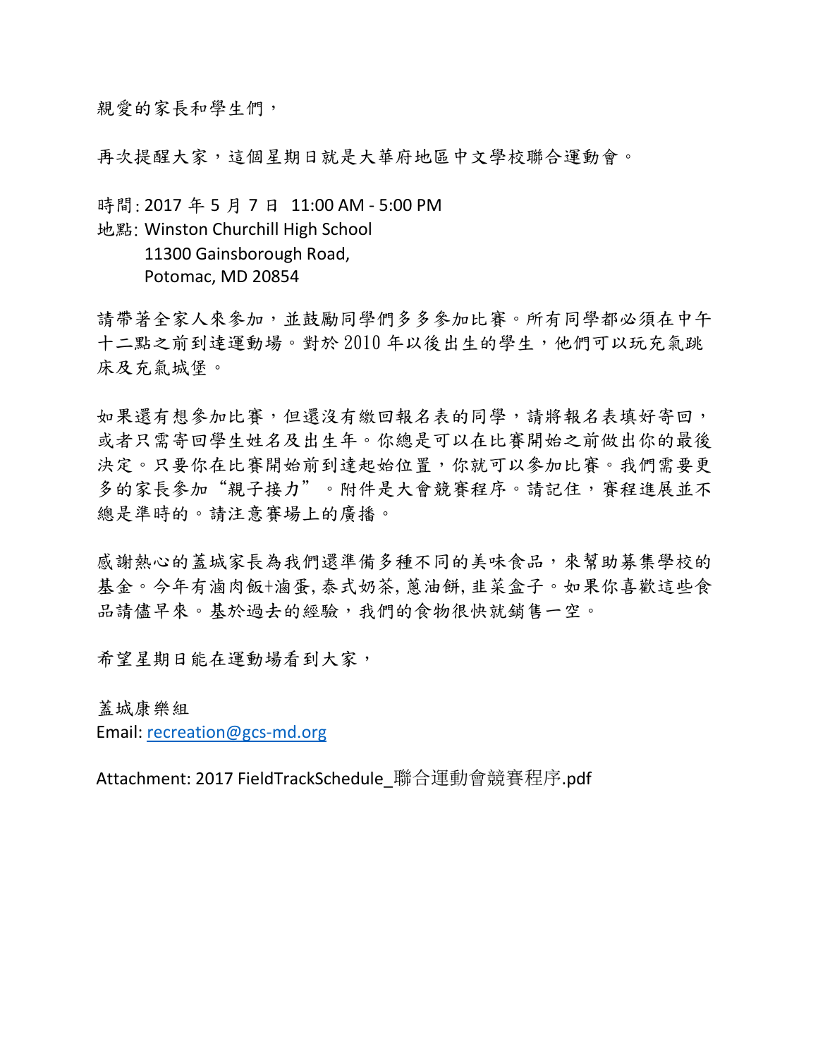親愛的家長和學生們，

再次提醒大家，這個星期日就是大華府地區中文學校聯合運動會。

時間: 2017 年 5 月 7 日 11:00 AM - 5:00 PM  
地點: Winston Churchill High School  
11300 Gainsborough Road,  
Potomac, MD 20854

請帶著全家人來參加，並鼓勵同學們多多參加比賽。所有同學都必須在中午十二點之前到達運動場。對於 2010 年以後出生的學生，他們可以玩充氣跳床及充氣城堡。

如果還有想參加比賽，但還沒有繳回報名表的同學，請將報名表填好寄回，或者只需寄回學生姓名及出生年。你總是可以在比賽開始之前做出你的最後決定。只要你在比賽開始前到達起始位置，你就可以參加比賽。我們需要更多的家長參加“親子接力”。附件是大會競賽程序。請記住，賽程進展並不總是準時的。請注意賽場上的廣播。

感謝熱心的蓋城家長為我們還準備多種不同的美味食品，來幫助募集學校的基金。今年有滷肉飯+滷蛋, 泰式奶茶, 蔥油餅, 韭菜盒子。如果你喜歡這些食品請儘早來。基於過去的經驗，我們的食物很快就銷售一空。

希望星期日能在運動場看到大家，

蓋城康樂組  
Email: recreation@gcs-md.org

Attachment: 2017 FieldTrackSchedule_聯合運動會競賽程序.pdf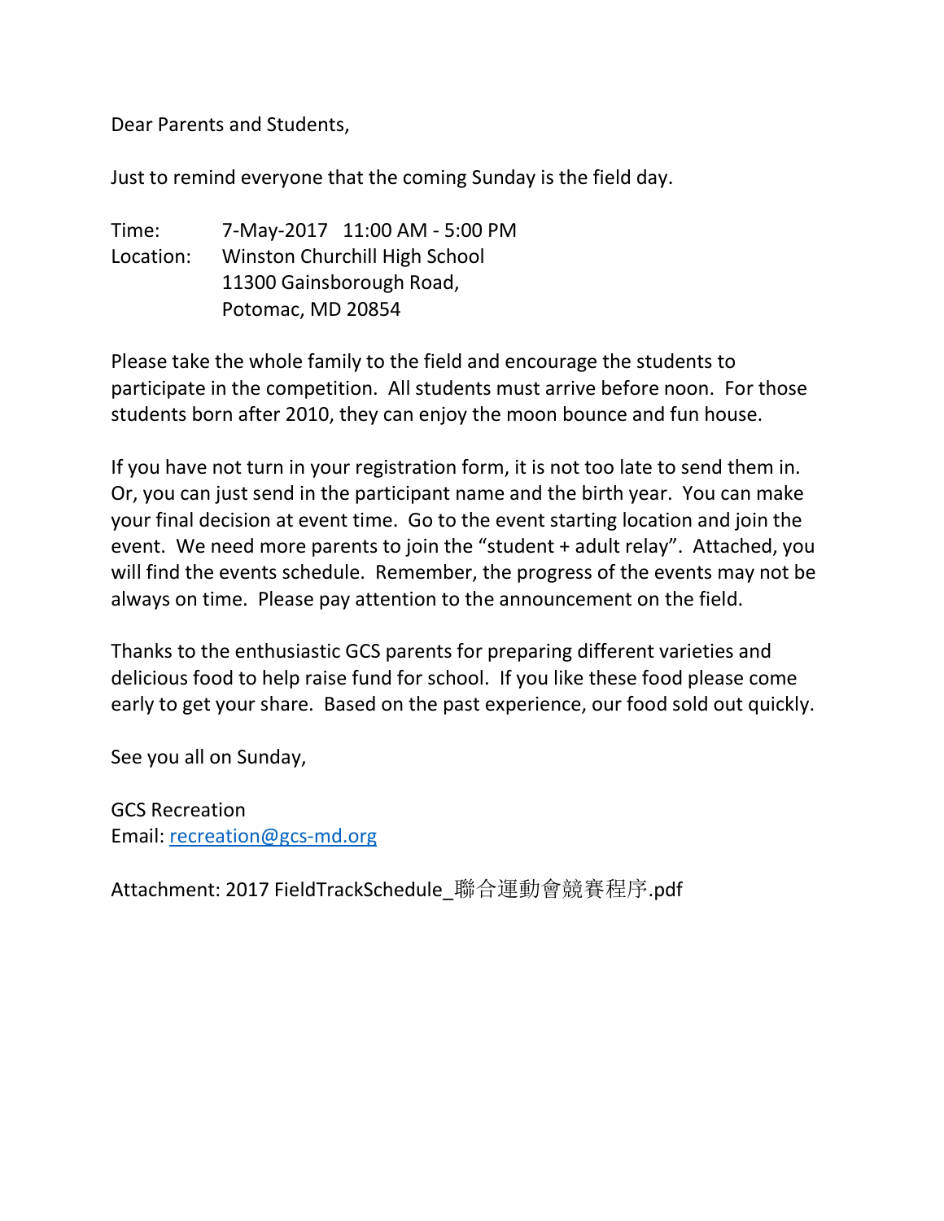Dear Parents and Students,

Just to remind everyone that the coming Sunday is the field day.

Time: 7-May-2017 11:00 AM - 5:00 PM
Location: Winston Churchill High School
11300 Gainsborough Road,
Potomac, MD 20854

Please take the whole family to the field and encourage the students to participate in the competition. All students must arrive before noon. For those students born after 2010, they can enjoy the moon bounce and fun house.

If you have not turn in your registration form, it is not too late to send them in. Or, you can just send in the participant name and the birth year. You can make your final decision at event time. Go to the event starting location and join the event. We need more parents to join the "student + adult relay". Attached, you will find the events schedule. Remember, the progress of the events may not be always on time. Please pay attention to the announcement on the field.

Thanks to the enthusiastic GCS parents for preparing different varieties and delicious food to help raise fund for school. If you like these food please come early to get your share. Based on the past experience, our food sold out quickly.

See you all on Sunday,

GCS Recreation
Email: recreation@gcs-md.org

Attachment: 2017 FieldTrackSchedule_聯合運動會競賽程序.pdf